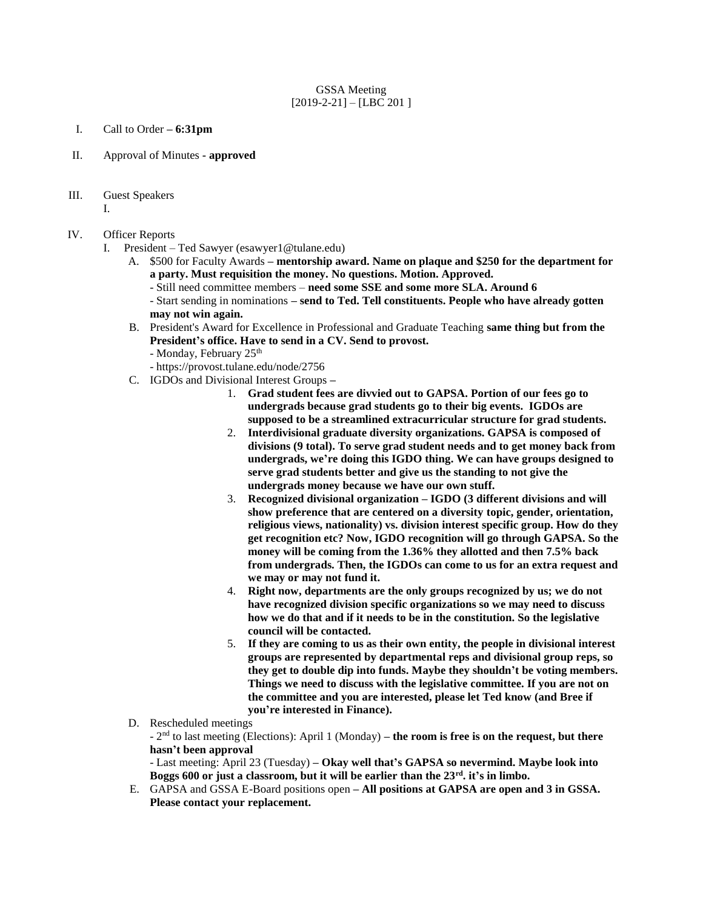GSSA Meeting
[2019-2-21] – [LBC 201 ]

I. Call to Order **– 6:31pm**

II. Approval of Minutes **- approved**

III. Guest Speakers
   I.

IV. Officer Reports
   I. President – Ted Sawyer (esawyer1@tulane.edu)
      A. $500 for Faculty Awards **– mentorship award. Name on plaque and $250 for the department for a party. Must requisition the money. No questions. Motion. Approved.**
         - Still need committee members – **need some SSE and some more SLA. Around 6**
         - Start sending in nominations **– send to Ted. Tell constituents. People who have already gotten may not win again.**
      B. President's Award for Excellence in Professional and Graduate Teaching **same thing but from the President's office. Have to send in a CV. Send to provost.**
         - Monday, February 25th
         - https://provost.tulane.edu/node/2756
      C. IGDOs and Divisional Interest Groups **–**
         1. **Grad student fees are divvied out to GAPSA. Portion of our fees go to undergrads because grad students go to their big events. IGDOs are supposed to be a streamlined extracurricular structure for grad students.**
         2. **Interdivisional graduate diversity organizations. GAPSA is composed of divisions (9 total). To serve grad student needs and to get money back from undergrads, we're doing this IGDO thing. We can have groups designed to serve grad students better and give us the standing to not give the undergrads money because we have our own stuff.**
         3. **Recognized divisional organization – IGDO (3 different divisions and will show preference that are centered on a diversity topic, gender, orientation, religious views, nationality) vs. division interest specific group. How do they get recognition etc? Now, IGDO recognition will go through GAPSA. So the money will be coming from the 1.36% they allotted and then 7.5% back from undergrads. Then, the IGDOs can come to us for an extra request and we may or may not fund it.**
         4. **Right now, departments are the only groups recognized by us; we do not have recognized division specific organizations so we may need to discuss how we do that and if it needs to be in the constitution. So the legislative council will be contacted.**
         5. **If they are coming to us as their own entity, the people in divisional interest groups are represented by departmental reps and divisional group reps, so they get to double dip into funds. Maybe they shouldn't be voting members. Things we need to discuss with the legislative committee. If you are not on the committee and you are interested, please let Ted know (and Bree if you're interested in Finance).**
      D. Rescheduled meetings
         - 2nd to last meeting (Elections): April 1 (Monday) **– the room is free is on the request, but there hasn't been approval**
         - Last meeting: April 23 (Tuesday) **– Okay well that's GAPSA so nevermind. Maybe look into Boggs 600 or just a classroom, but it will be earlier than the 23rd. it's in limbo.**
      E. GAPSA and GSSA E-Board positions open **– All positions at GAPSA are open and 3 in GSSA. Please contact your replacement.**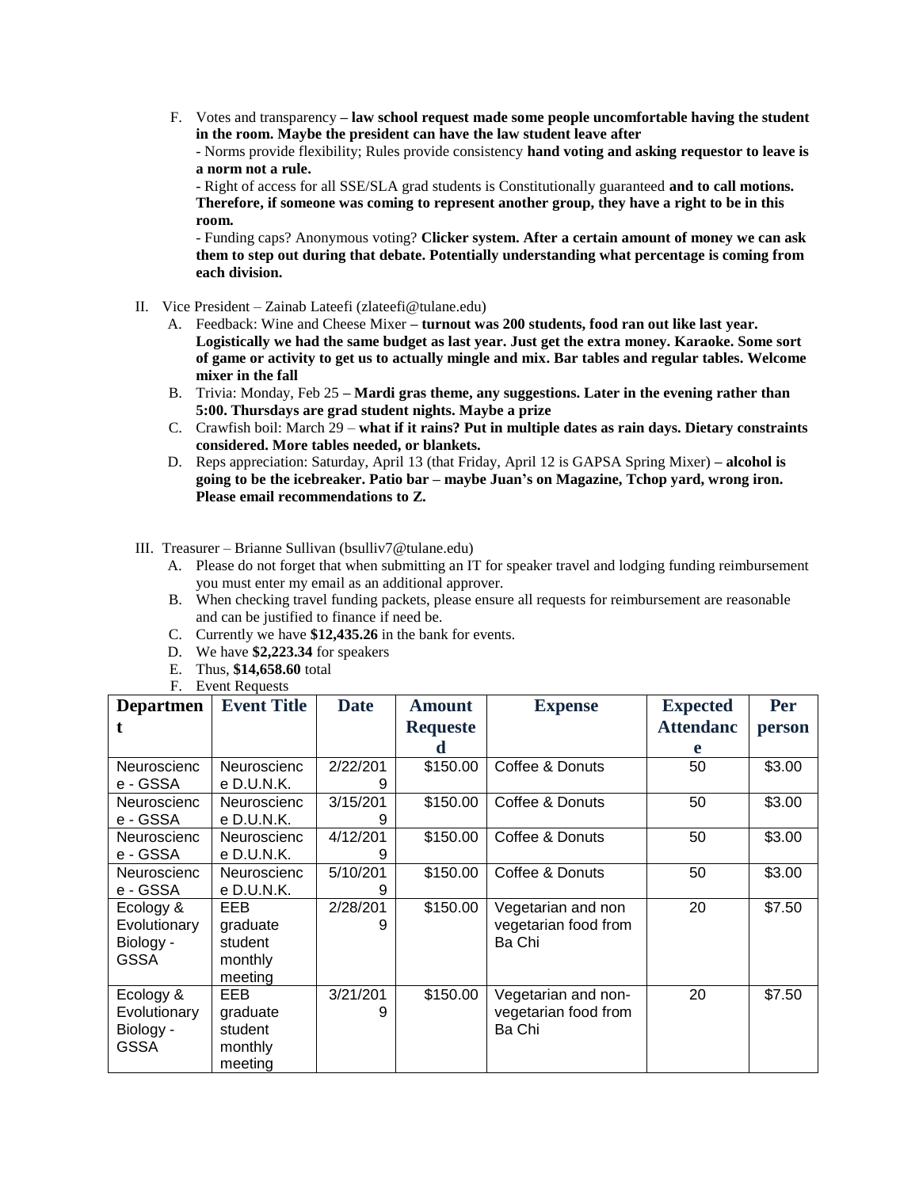F. Votes and transparency – **law school request made some people uncomfortable having the student in the room. Maybe the president can have the law student leave after**
   - Norms provide flexibility; Rules provide consistency **hand voting and asking requestor to leave is a norm not a rule.**
   - Right of access for all SSE/SLA grad students is Constitutionally guaranteed **and to call motions. Therefore, if someone was coming to represent another group, they have a right to be in this room.**
   - Funding caps? Anonymous voting? **Clicker system. After a certain amount of money we can ask them to step out during that debate. Potentially understanding what percentage is coming from each division.**

II. Vice President – Zainab Lateefi (zlateefi@tulane.edu)

A. Feedback: Wine and Cheese Mixer – **turnout was 200 students, food ran out like last year. Logistically we had the same budget as last year. Just get the extra money. Karaoke. Some sort of game or activity to get us to actually mingle and mix. Bar tables and regular tables. Welcome mixer in the fall**

B. Trivia: Monday, Feb 25 – **Mardi gras theme, any suggestions. Later in the evening rather than 5:00. Thursdays are grad student nights. Maybe a prize**

C. Crawfish boil: March 29 – **what if it rains? Put in multiple dates as rain days. Dietary constraints considered. More tables needed, or blankets.**

D. Reps appreciation: Saturday, April 13 (that Friday, April 12 is GAPSA Spring Mixer) – **alcohol is going to be the icebreaker. Patio bar – maybe Juan's on Magazine, Tchop yard, wrong iron. Please email recommendations to Z.**

III. Treasurer – Brianne Sullivan (bsulliv7@tulane.edu)

A. Please do not forget that when submitting an IT for speaker travel and lodging funding reimbursement you must enter my email as an additional approver.

B. When checking travel funding packets, please ensure all requests for reimbursement are reasonable and can be justified to finance if need be.

C. Currently we have **$12,435.26** in the bank for events.

D. We have **$2,223.34** for speakers

E. Thus, **$14,658.60** total

F. Event Requests

| Department | Event Title | Date | Amount Requested | Expense | Expected Attendance | Per person |
|---|---|---|---|---|---|---|
| Neuroscience - GSSA | Neuroscience D.U.N.K. | 2/22/2019 | $150.00 | Coffee & Donuts | 50 | $3.00 |
| Neuroscience - GSSA | Neuroscience D.U.N.K. | 3/15/2019 | $150.00 | Coffee & Donuts | 50 | $3.00 |
| Neuroscience - GSSA | Neuroscience D.U.N.K. | 4/12/2019 | $150.00 | Coffee & Donuts | 50 | $3.00 |
| Neuroscience - GSSA | Neuroscience D.U.N.K. | 5/10/2019 | $150.00 | Coffee & Donuts | 50 | $3.00 |
| Ecology & Evolutionary Biology - GSSA | EEB graduate student monthly meeting | 2/28/2019 | $150.00 | Vegetarian and non vegetarian food from Ba Chi | 20 | $7.50 |
| Ecology & Evolutionary Biology - GSSA | EEB graduate student monthly meeting | 3/21/2019 | $150.00 | Vegetarian and non-vegetarian food from Ba Chi | 20 | $7.50 |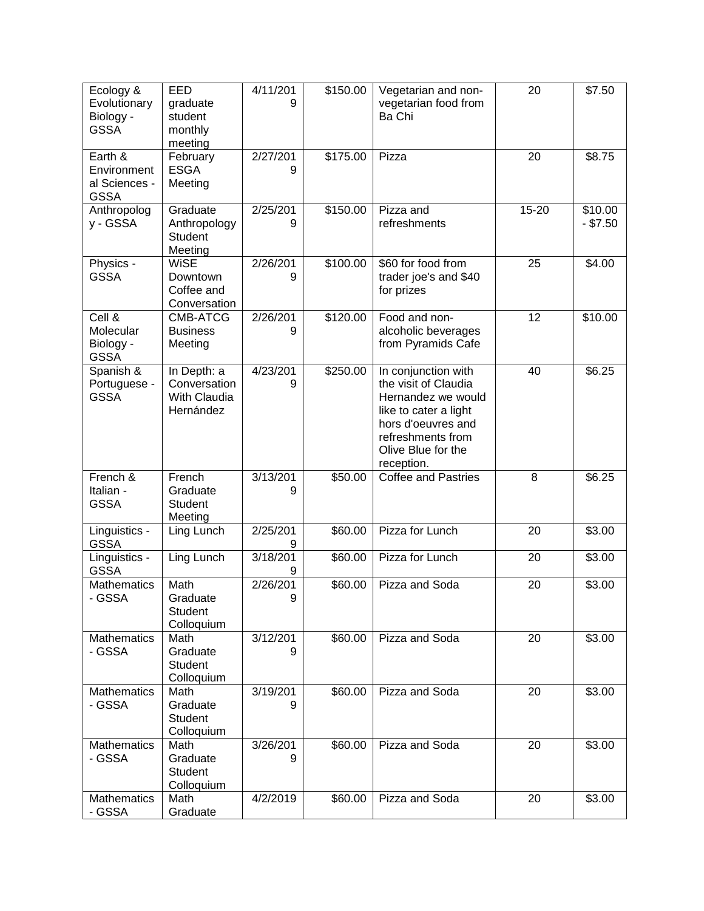| | | | | | | |
|---|---|---|---|---|---|---|
| Ecology & Evolutionary Biology - GSSA | EED graduate student monthly meeting | 4/11/2019 | $150.00 | Vegetarian and non-vegetarian food from Ba Chi | 20 | $7.50 |
| Earth & Environmental Sciences - GSSA | February ESGA Meeting | 2/27/2019 | $175.00 | Pizza | 20 | $8.75 |
| Anthropology - GSSA | Graduate Anthropology Student Meeting | 2/25/2019 | $150.00 | Pizza and refreshments | 15-20 | $10.00 - $7.50 |
| Physics - GSSA | WiSE Downtown Coffee and Conversation | 2/26/2019 | $100.00 | $60 for food from trader joe's and $40 for prizes | 25 | $4.00 |
| Cell & Molecular Biology - GSSA | CMB-ATCG Business Meeting | 2/26/2019 | $120.00 | Food and non-alcoholic beverages from Pyramids Cafe | 12 | $10.00 |
| Spanish & Portuguese - GSSA | In Depth: a Conversation With Claudia Hernández | 4/23/2019 | $250.00 | In conjunction with the visit of Claudia Hernandez we would like to cater a light hors d'oeuvres and refreshments from Olive Blue for the reception. | 40 | $6.25 |
| French & Italian - GSSA | French Graduate Student Meeting | 3/13/2019 | $50.00 | Coffee and Pastries | 8 | $6.25 |
| Linguistics - GSSA | Ling Lunch | 2/25/2019 | $60.00 | Pizza for Lunch | 20 | $3.00 |
| Linguistics - GSSA | Ling Lunch | 3/18/2019 | $60.00 | Pizza for Lunch | 20 | $3.00 |
| Mathematics - GSSA | Math Graduate Student Colloquium | 2/26/2019 | $60.00 | Pizza and Soda | 20 | $3.00 |
| Mathematics - GSSA | Math Graduate Student Colloquium | 3/12/2019 | $60.00 | Pizza and Soda | 20 | $3.00 |
| Mathematics - GSSA | Math Graduate Student Colloquium | 3/19/2019 | $60.00 | Pizza and Soda | 20 | $3.00 |
| Mathematics - GSSA | Math Graduate Student Colloquium | 3/26/2019 | $60.00 | Pizza and Soda | 20 | $3.00 |
| Mathematics - GSSA | Math Graduate | 4/2/2019 | $60.00 | Pizza and Soda | 20 | $3.00 |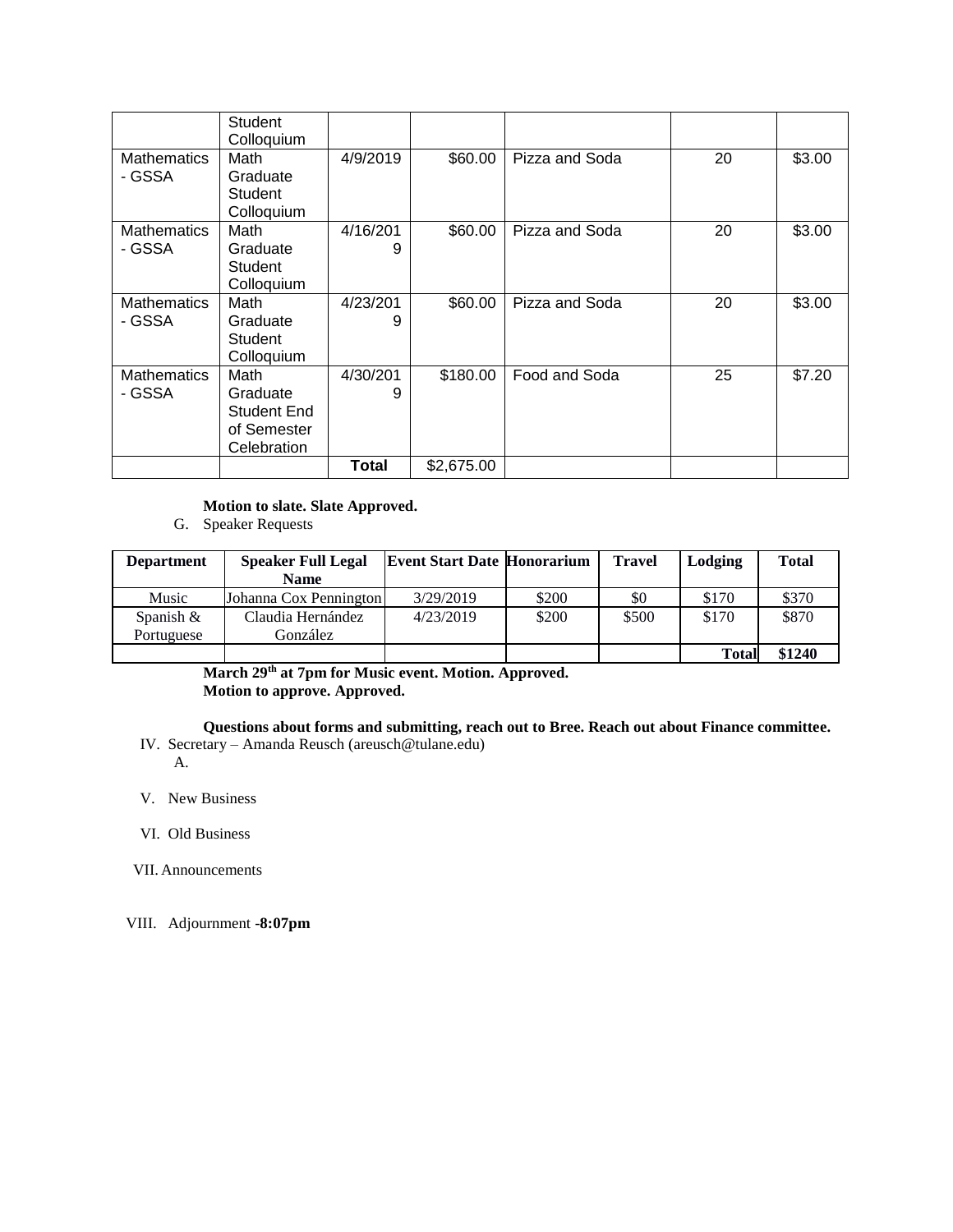| | | | | | | |
|---|---|---|---|---|---|---|
| | Student Colloquium | | | | | |
| Mathematics - GSSA | Math Graduate Student Colloquium | 4/9/2019 | $60.00 | Pizza and Soda | 20 | $3.00 |
| Mathematics - GSSA | Math Graduate Student Colloquium | 4/16/2019 | $60.00 | Pizza and Soda | 20 | $3.00 |
| Mathematics - GSSA | Math Graduate Student Colloquium | 4/23/2019 | $60.00 | Pizza and Soda | 20 | $3.00 |
| Mathematics - GSSA | Math Graduate Student End of Semester Celebration | 4/30/2019 | $180.00 | Food and Soda | 25 | $7.20 |
| | | **Total** | $2,675.00 | | | |

**Motion to slate. Slate Approved.**

G. Speaker Requests

| Department | Speaker Full Legal Name | Event Start Date | Honorarium | Travel | Lodging | Total |
|---|---|---|---|---|---|---|
| Music | Johanna Cox Pennington | 3/29/2019 | $200 | $0 | $170 | $370 |
| Spanish & Portuguese | Claudia Hernández González | 4/23/2019 | $200 | $500 | $170 | $870 |
| | | | | | **Total** | **$1240** |

**March 29th at 7pm for Music event. Motion. Approved.**
**Motion to approve. Approved.**

**Questions about forms and submitting, reach out to Bree. Reach out about Finance committee.**

IV. Secretary – Amanda Reusch (areusch@tulane.edu)

A.

V. New Business

VI. Old Business

VII. Announcements

VIII. Adjournment -**8:07pm**